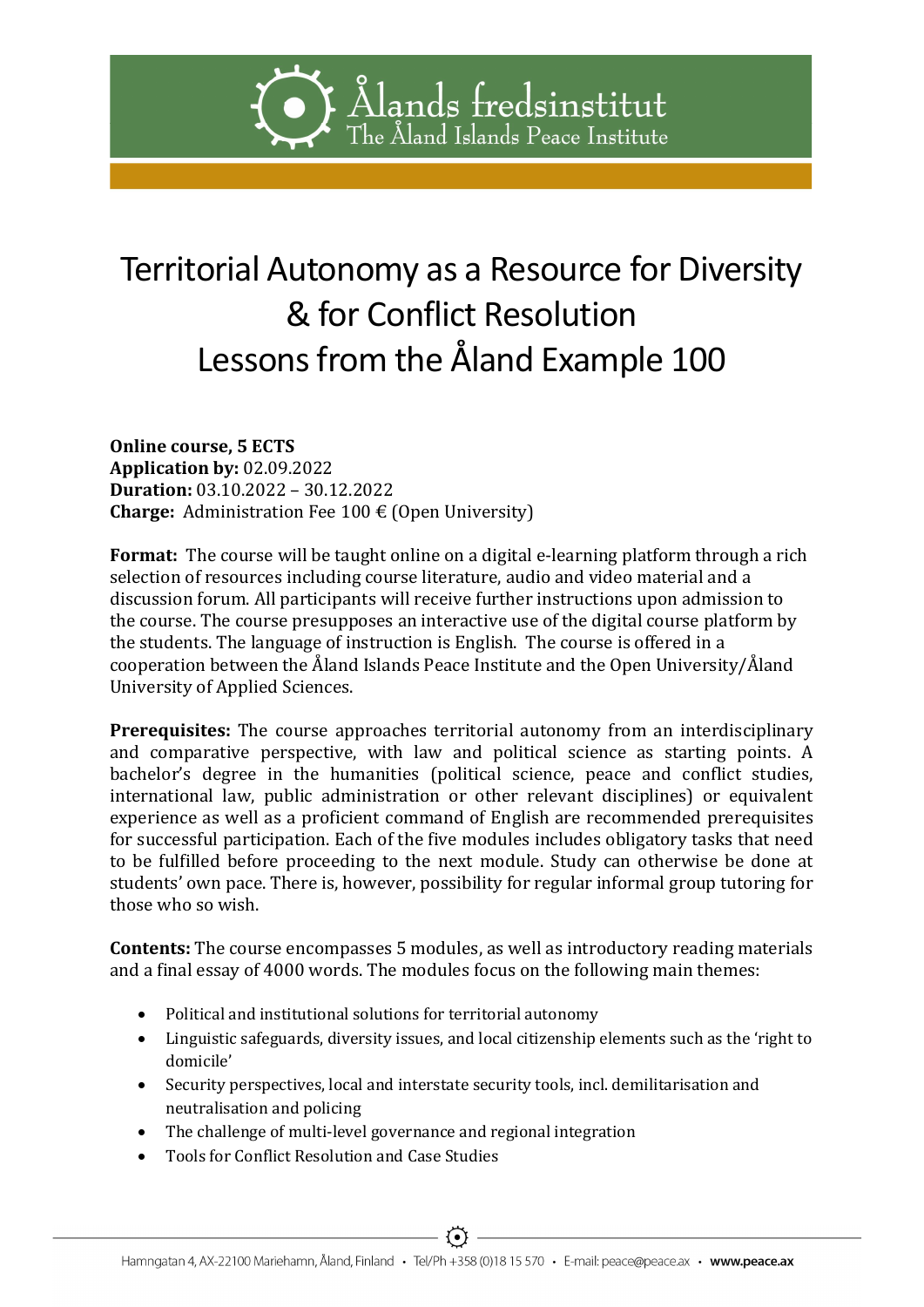Ålands fredsinstitut
The Åland Islands Peace Institute

# Territorial Autonomy as a Resource for Diversity & for Conflict Resolution Lessons from the Åland Example 100

**Online course, 5 ECTS**
**Application by:** 02.09.2022
**Duration:** 03.10.2022 – 30.12.2022
**Charge:** Administration Fee 100 € (Open University)

**Format:** The course will be taught online on a digital e-learning platform through a rich selection of resources including course literature, audio and video material and a discussion forum. All participants will receive further instructions upon admission to the course. The course presupposes an interactive use of the digital course platform by the students. The language of instruction is English. The course is offered in a cooperation between the Åland Islands Peace Institute and the Open University/Åland University of Applied Sciences.

**Prerequisites:** The course approaches territorial autonomy from an interdisciplinary and comparative perspective, with law and political science as starting points. A bachelor's degree in the humanities (political science, peace and conflict studies, international law, public administration or other relevant disciplines) or equivalent experience as well as a proficient command of English are recommended prerequisites for successful participation. Each of the five modules includes obligatory tasks that need to be fulfilled before proceeding to the next module. Study can otherwise be done at students' own pace. There is, however, possibility for regular informal group tutoring for those who so wish.

**Contents:** The course encompasses 5 modules, as well as introductory reading materials and a final essay of 4000 words. The modules focus on the following main themes:

- Political and institutional solutions for territorial autonomy
- Linguistic safeguards, diversity issues, and local citizenship elements such as the 'right to domicile'
- Security perspectives, local and interstate security tools, incl. demilitarisation and neutralisation and policing
- The challenge of multi-level governance and regional integration
- Tools for Conflict Resolution and Case Studies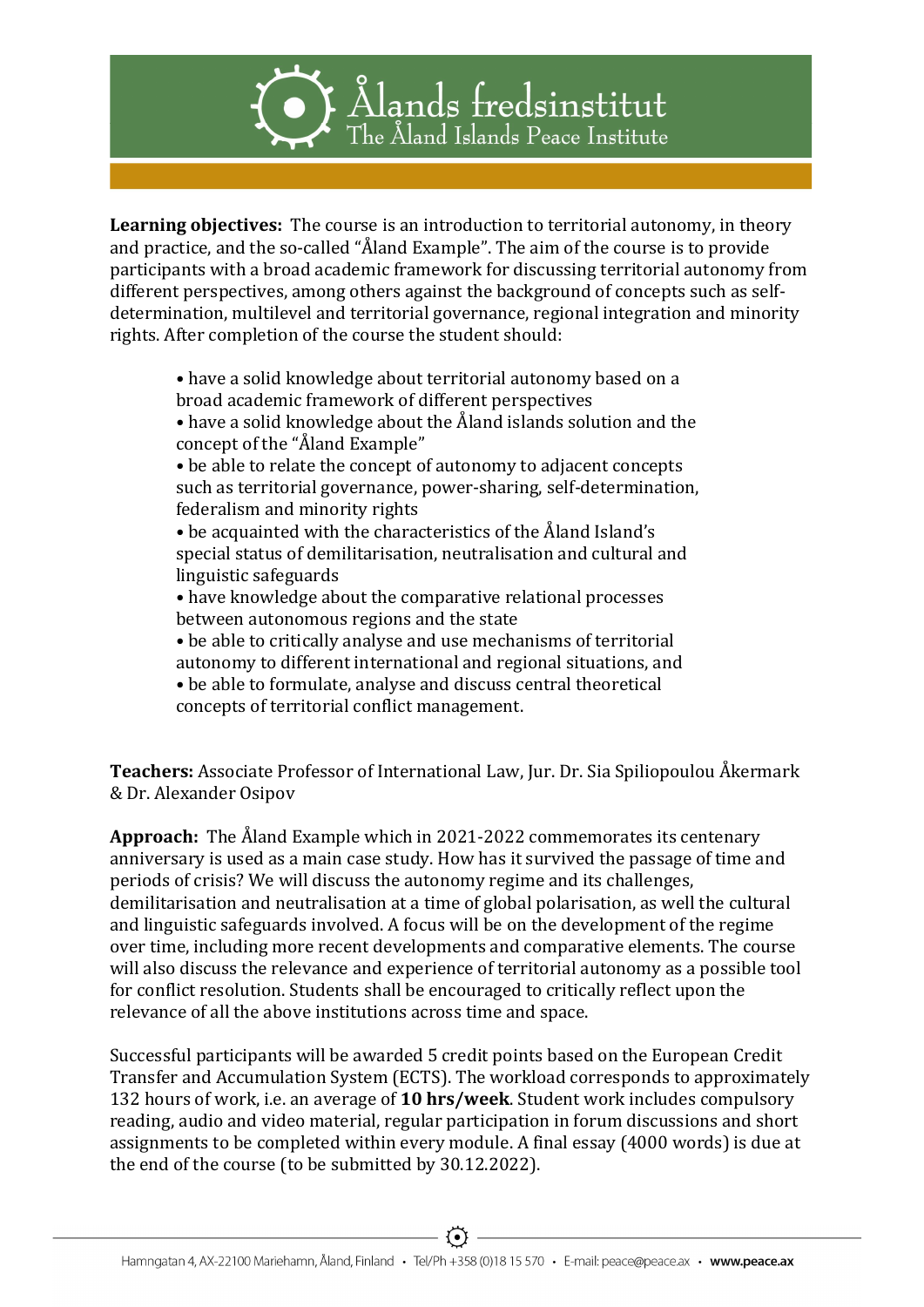**Learning objectives:** The course is an introduction to territorial autonomy, in theory and practice, and the so-called "Åland Example". The aim of the course is to provide participants with a broad academic framework for discussing territorial autonomy from different perspectives, among others against the background of concepts such as self-determination, multilevel and territorial governance, regional integration and minority rights. After completion of the course the student should:

- have a solid knowledge about territorial autonomy based on a broad academic framework of different perspectives
- have a solid knowledge about the Åland islands solution and the concept of the "Åland Example"
- be able to relate the concept of autonomy to adjacent concepts such as territorial governance, power-sharing, self-determination, federalism and minority rights
- be acquainted with the characteristics of the Åland Island's special status of demilitarisation, neutralisation and cultural and linguistic safeguards
- have knowledge about the comparative relational processes between autonomous regions and the state
- be able to critically analyse and use mechanisms of territorial autonomy to different international and regional situations, and
- be able to formulate, analyse and discuss central theoretical concepts of territorial conflict management.

**Teachers:** Associate Professor of International Law, Jur. Dr. Sia Spiliopoulou Åkermark & Dr. Alexander Osipov

**Approach:** The Åland Example which in 2021-2022 commemorates its centenary anniversary is used as a main case study. How has it survived the passage of time and periods of crisis? We will discuss the autonomy regime and its challenges, demilitarisation and neutralisation at a time of global polarisation, as well the cultural and linguistic safeguards involved. A focus will be on the development of the regime over time, including more recent developments and comparative elements. The course will also discuss the relevance and experience of territorial autonomy as a possible tool for conflict resolution. Students shall be encouraged to critically reflect upon the relevance of all the above institutions across time and space.

Successful participants will be awarded 5 credit points based on the European Credit Transfer and Accumulation System (ECTS). The workload corresponds to approximately 132 hours of work, i.e. an average of **10 hrs/week**. Student work includes compulsory reading, audio and video material, regular participation in forum discussions and short assignments to be completed within every module. A final essay (4000 words) is due at the end of the course (to be submitted by 30.12.2022).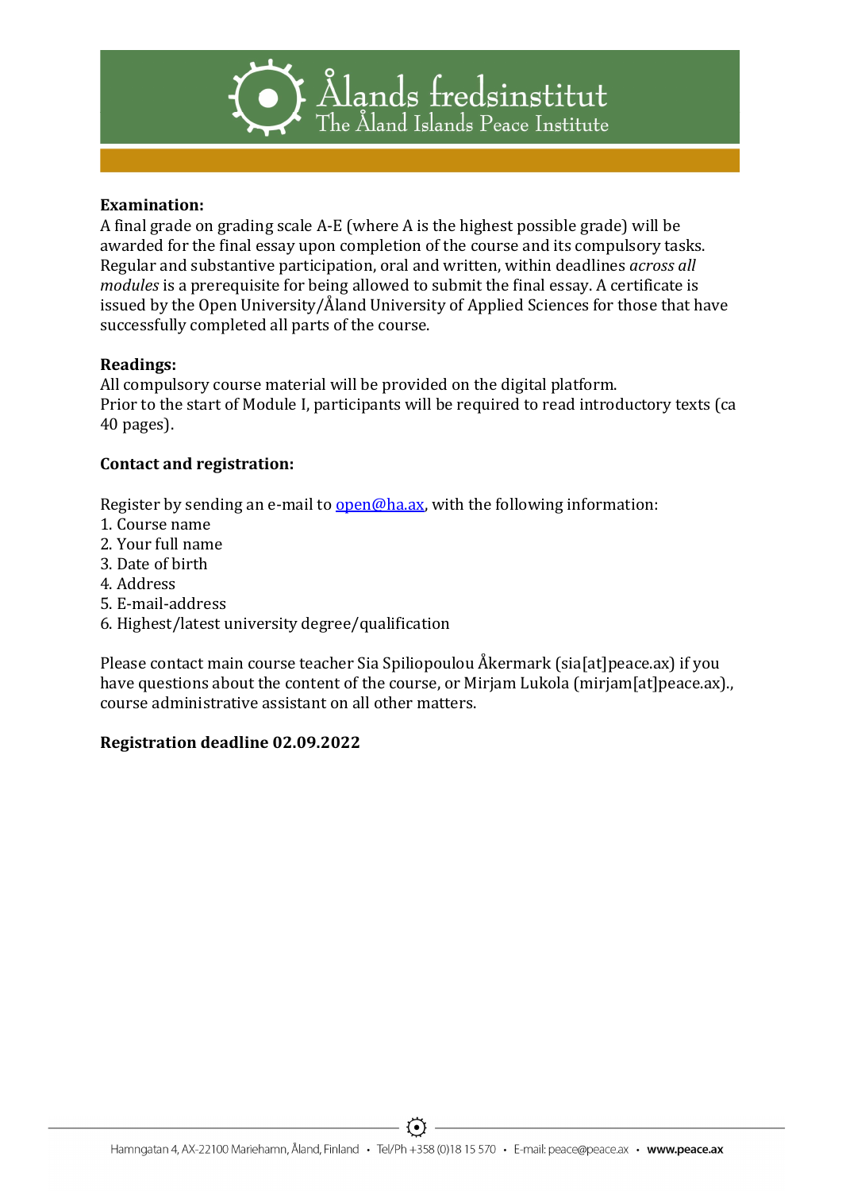**Examination:**

A final grade on grading scale A-E (where A is the highest possible grade) will be awarded for the final essay upon completion of the course and its compulsory tasks. Regular and substantive participation, oral and written, within deadlines *across all modules* is a prerequisite for being allowed to submit the final essay. A certificate is issued by the Open University/Åland University of Applied Sciences for those that have successfully completed all parts of the course.

**Readings:**

All compulsory course material will be provided on the digital platform.
Prior to the start of Module I, participants will be required to read introductory texts (ca 40 pages).

**Contact and registration:**

Register by sending an e-mail to open@ha.ax, with the following information:

1. Course name
2. Your full name
3. Date of birth
4. Address
5. E-mail-address
6. Highest/latest university degree/qualification

Please contact main course teacher Sia Spiliopoulou Åkermark (sia[at]peace.ax) if you have questions about the content of the course, or Mirjam Lukola (mirjam[at]peace.ax)., course administrative assistant on all other matters.

**Registration deadline 02.09.2022**